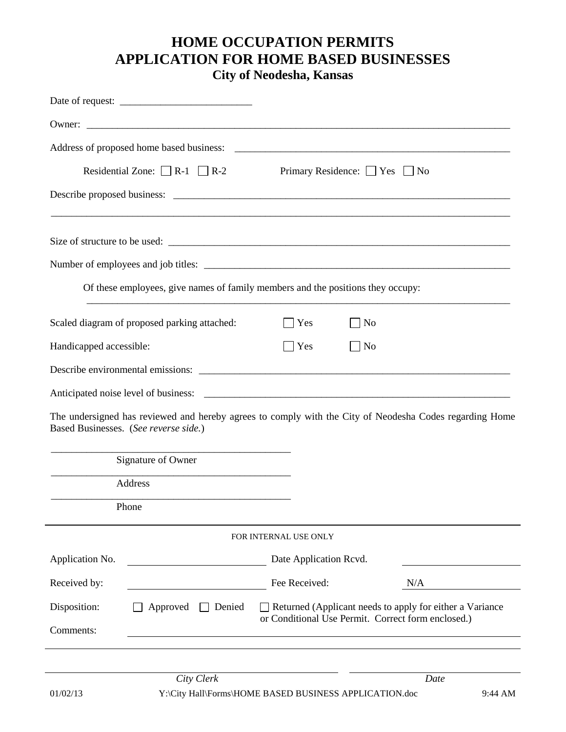# HOME OCCUPATION PERMITS
# APPLICATION FOR HOME BASED BUSINESSES
## City of Neodesha, Kansas

Date of request: _________________________

Owner: ________________________________________________________________________________

Address of proposed home based business: ______________________________________________________

Residential Zone: ☐ R-1 ☐ R-2 Primary Residence: ☐ Yes ☐ No

Describe proposed business: ________________________________________________________________

________________________________________________________________________________________

Size of structure to be used: ________________________________________________________________

Number of employees and job titles: ___________________________________________________________

Of these employees, give names of family members and the positions they occupy:

________________________________________________________________________________________

Scaled diagram of proposed parking attached: ☐ Yes ☐ No

Handicapped accessible: ☐ Yes ☐ No

Describe environmental emissions: _____________________________________________________________

Anticipated noise level of business: ____________________________________________________________

The undersigned has reviewed and hereby agrees to comply with the City of Neodesha Codes regarding Home Based Businesses. (*See reverse side.*)

_______________________________________________
Signature of Owner

_______________________________________________
Address

_______________________________________________
Phone

---

FOR INTERNAL USE ONLY

Application No. ________________________ Date Application Rcvd. ________________________

Received by: ________________________ Fee Received: N/A

Disposition: ☐ Approved ☐ Denied ☐ Returned (Applicant needs to apply for either a Variance or Conditional Use Permit. Correct form enclosed.)

Comments: ________________________________________________________________________

________________________________________________________________________________________

_______________________________________________ ________________________
*City Clerk* *Date*

01/02/13 Y:\City Hall\Forms\HOME BASED BUSINESS APPLICATION.doc 9:44 AM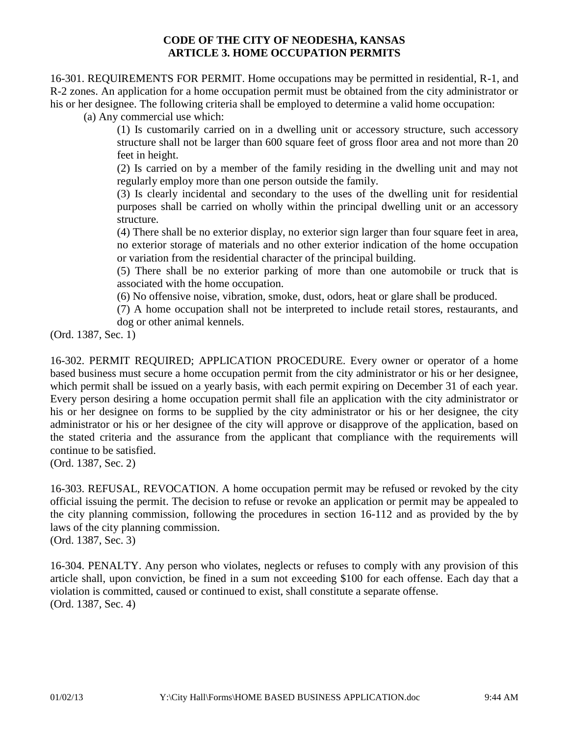**CODE OF THE CITY OF NEODESHA, KANSAS**
**ARTICLE 3. HOME OCCUPATION PERMITS**

16-301. REQUIREMENTS FOR PERMIT. Home occupations may be permitted in residential, R-1, and R-2 zones. An application for a home occupation permit must be obtained from the city administrator or his or her designee. The following criteria shall be employed to determine a valid home occupation:

(a) Any commercial use which:

(1) Is customarily carried on in a dwelling unit or accessory structure, such accessory structure shall not be larger than 600 square feet of gross floor area and not more than 20 feet in height.

(2) Is carried on by a member of the family residing in the dwelling unit and may not regularly employ more than one person outside the family.

(3) Is clearly incidental and secondary to the uses of the dwelling unit for residential purposes shall be carried on wholly within the principal dwelling unit or an accessory structure.

(4) There shall be no exterior display, no exterior sign larger than four square feet in area, no exterior storage of materials and no other exterior indication of the home occupation or variation from the residential character of the principal building.

(5) There shall be no exterior parking of more than one automobile or truck that is associated with the home occupation.

(6) No offensive noise, vibration, smoke, dust, odors, heat or glare shall be produced.

(7) A home occupation shall not be interpreted to include retail stores, restaurants, and dog or other animal kennels.

(Ord. 1387, Sec. 1)

16-302. PERMIT REQUIRED; APPLICATION PROCEDURE. Every owner or operator of a home based business must secure a home occupation permit from the city administrator or his or her designee, which permit shall be issued on a yearly basis, with each permit expiring on December 31 of each year. Every person desiring a home occupation permit shall file an application with the city administrator or his or her designee on forms to be supplied by the city administrator or his or her designee, the city administrator or his or her designee of the city will approve or disapprove of the application, based on the stated criteria and the assurance from the applicant that compliance with the requirements will continue to be satisfied.

(Ord. 1387, Sec. 2)

16-303. REFUSAL, REVOCATION. A home occupation permit may be refused or revoked by the city official issuing the permit. The decision to refuse or revoke an application or permit may be appealed to the city planning commission, following the procedures in section 16-112 and as provided by the by laws of the city planning commission.

(Ord. 1387, Sec. 3)

16-304. PENALTY. Any person who violates, neglects or refuses to comply with any provision of this article shall, upon conviction, be fined in a sum not exceeding $100 for each offense. Each day that a violation is committed, caused or continued to exist, shall constitute a separate offense.

(Ord. 1387, Sec. 4)